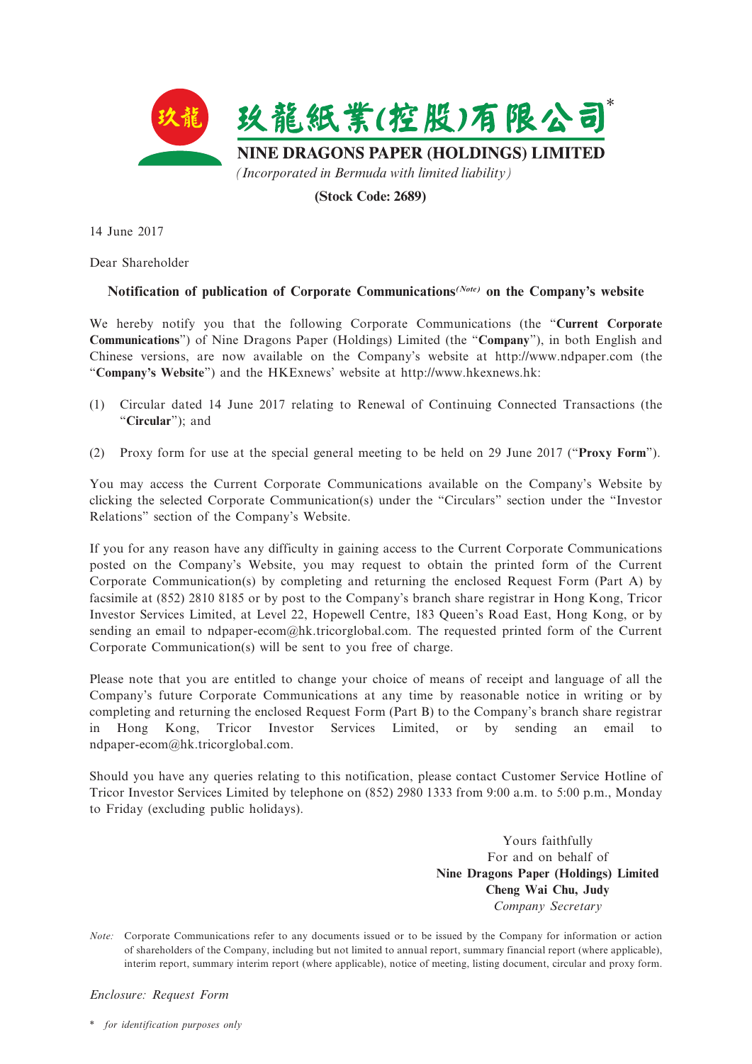# 玖龍紙業(控股)有限公司*

## NINE DRAGONS PAPER (HOLDINGS) LIMITED

*(Incorporated in Bermuda with limited liability)*

**(Stock Code: 2689)**

14 June 2017

Dear Shareholder

**Notification of publication of Corporate Communications*(Note)* on the Company's website**

We hereby notify you that the following Corporate Communications (the "**Current Corporate Communications**") of Nine Dragons Paper (Holdings) Limited (the "**Company**"), in both English and Chinese versions, are now available on the Company's website at http://www.ndpaper.com (the "**Company's Website**") and the HKExnews' website at http://www.hkexnews.hk:

(1) Circular dated 14 June 2017 relating to Renewal of Continuing Connected Transactions (the "**Circular**"); and

(2) Proxy form for use at the special general meeting to be held on 29 June 2017 ("**Proxy Form**").

You may access the Current Corporate Communications available on the Company's Website by clicking the selected Corporate Communication(s) under the "Circulars" section under the "Investor Relations" section of the Company's Website.

If you for any reason have any difficulty in gaining access to the Current Corporate Communications posted on the Company's Website, you may request to obtain the printed form of the Current Corporate Communication(s) by completing and returning the enclosed Request Form (Part A) by facsimile at (852) 2810 8185 or by post to the Company's branch share registrar in Hong Kong, Tricor Investor Services Limited, at Level 22, Hopewell Centre, 183 Queen's Road East, Hong Kong, or by sending an email to ndpaper-ecom@hk.tricorglobal.com. The requested printed form of the Current Corporate Communication(s) will be sent to you free of charge.

Please note that you are entitled to change your choice of means of receipt and language of all the Company's future Corporate Communications at any time by reasonable notice in writing or by completing and returning the enclosed Request Form (Part B) to the Company's branch share registrar in Hong Kong, Tricor Investor Services Limited, or by sending an email to ndpaper-ecom@hk.tricorglobal.com.

Should you have any queries relating to this notification, please contact Customer Service Hotline of Tricor Investor Services Limited by telephone on (852) 2980 1333 from 9:00 a.m. to 5:00 p.m., Monday to Friday (excluding public holidays).

Yours faithfully
For and on behalf of
**Nine Dragons Paper (Holdings) Limited**
**Cheng Wai Chu, Judy**
*Company Secretary*

*Note:* Corporate Communications refer to any documents issued or to be issued by the Company for information or action of shareholders of the Company, including but not limited to annual report, summary financial report (where applicable), interim report, summary interim report (where applicable), notice of meeting, listing document, circular and proxy form.

*Enclosure: Request Form*

\* *for identification purposes only*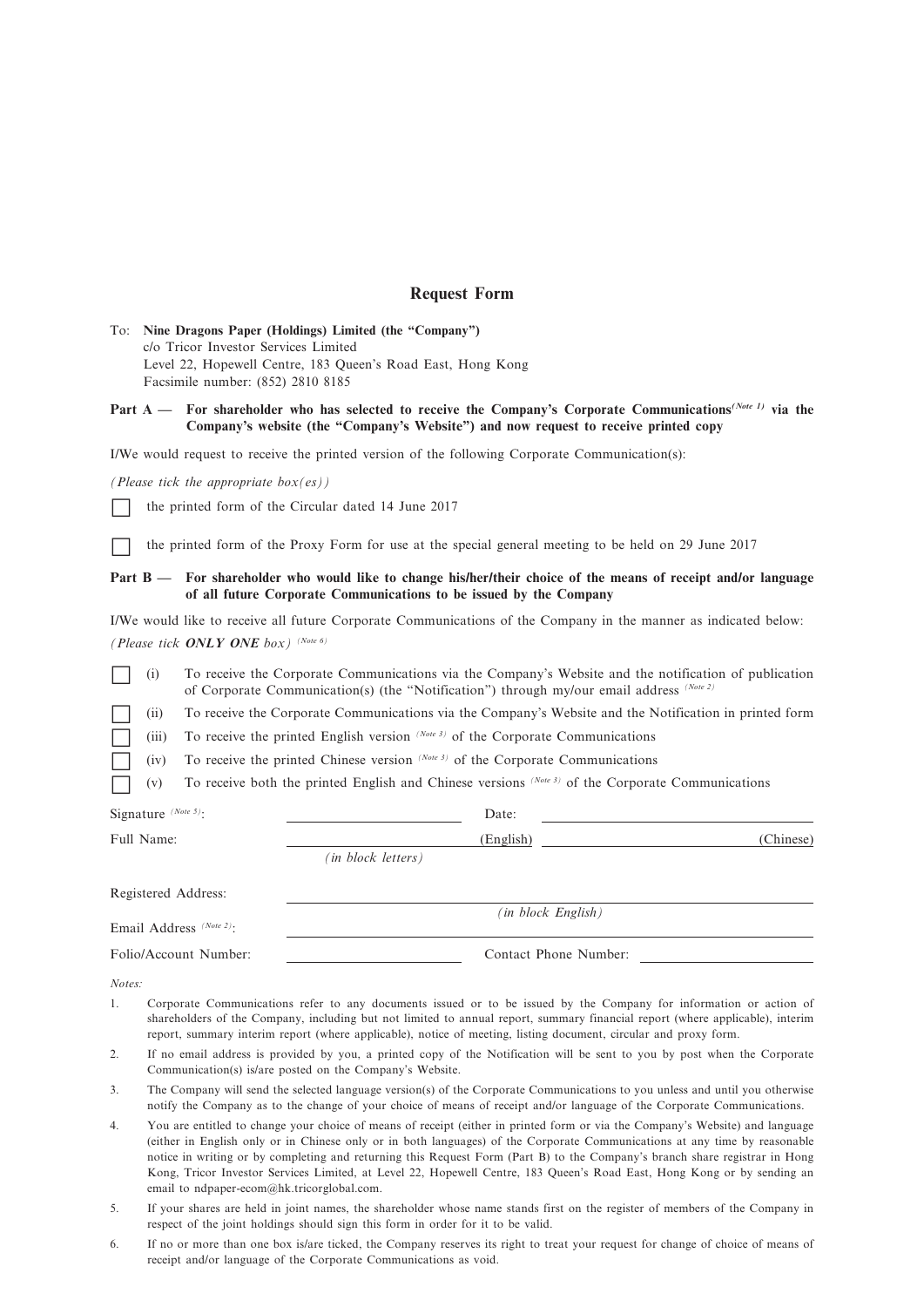# Request Form

To: **Nine Dragons Paper (Holdings) Limited (the "Company")**
c/o Tricor Investor Services Limited
Level 22, Hopewell Centre, 183 Queen's Road East, Hong Kong
Facsimile number: (852) 2810 8185

**Part A — For shareholder who has selected to receive the Company's Corporate Communications** ***(Note 1)*** **via the Company's website (the "Company's Website") and now request to receive printed copy**

I/We would request to receive the printed version of the following Corporate Communication(s):

*(Please tick the appropriate box(es))*

☐ the printed form of the Circular dated 14 June 2017

☐ the printed form of the Proxy Form for use at the special general meeting to be held on 29 June 2017

**Part B — For shareholder who would like to change his/her/their choice of the means of receipt and/or language of all future Corporate Communications to be issued by the Company**

I/We would like to receive all future Corporate Communications of the Company in the manner as indicated below:

*(Please tick* ***ONLY ONE*** *box)* *(Note 6)*

☐ (i) To receive the Corporate Communications via the Company's Website and the notification of publication of Corporate Communication(s) (the "Notification") through my/our email address *(Note 2)*

☐ (ii) To receive the Corporate Communications via the Company's Website and the Notification in printed form

☐ (iii) To receive the printed English version *(Note 3)* of the Corporate Communications

☐ (iv) To receive the printed Chinese version *(Note 3)* of the Corporate Communications

☐ (v) To receive both the printed English and Chinese versions *(Note 3)* of the Corporate Communications

Signature *(Note 5)*: ____________________ Date: ____________________

Full Name: ____________________ (English) ____________________ (Chinese)
*(in block letters)*

Registered Address: ________________________________________
*(in block English)*

Email Address *(Note 2)*: ________________________________________

Folio/Account Number: ____________________ Contact Phone Number: ____________________

*Notes:*

1. Corporate Communications refer to any documents issued or to be issued by the Company for information or action of shareholders of the Company, including but not limited to annual report, summary financial report (where applicable), interim report, summary interim report (where applicable), notice of meeting, listing document, circular and proxy form.
2. If no email address is provided by you, a printed copy of the Notification will be sent to you by post when the Corporate Communication(s) is/are posted on the Company's Website.
3. The Company will send the selected language version(s) of the Corporate Communications to you unless and until you otherwise notify the Company as to the change of your choice of means of receipt and/or language of the Corporate Communications.
4. You are entitled to change your choice of means of receipt (either in printed form or via the Company's Website) and language (either in English only or in Chinese only or in both languages) of the Corporate Communications at any time by reasonable notice in writing or by completing and returning this Request Form (Part B) to the Company's branch share registrar in Hong Kong, Tricor Investor Services Limited, at Level 22, Hopewell Centre, 183 Queen's Road East, Hong Kong or by sending an email to ndpaper-ecom@hk.tricorglobal.com.
5. If your shares are held in joint names, the shareholder whose name stands first on the register of members of the Company in respect of the joint holdings should sign this form in order for it to be valid.
6. If no or more than one box is/are ticked, the Company reserves its right to treat your request for change of choice of means of receipt and/or language of the Corporate Communications as void.